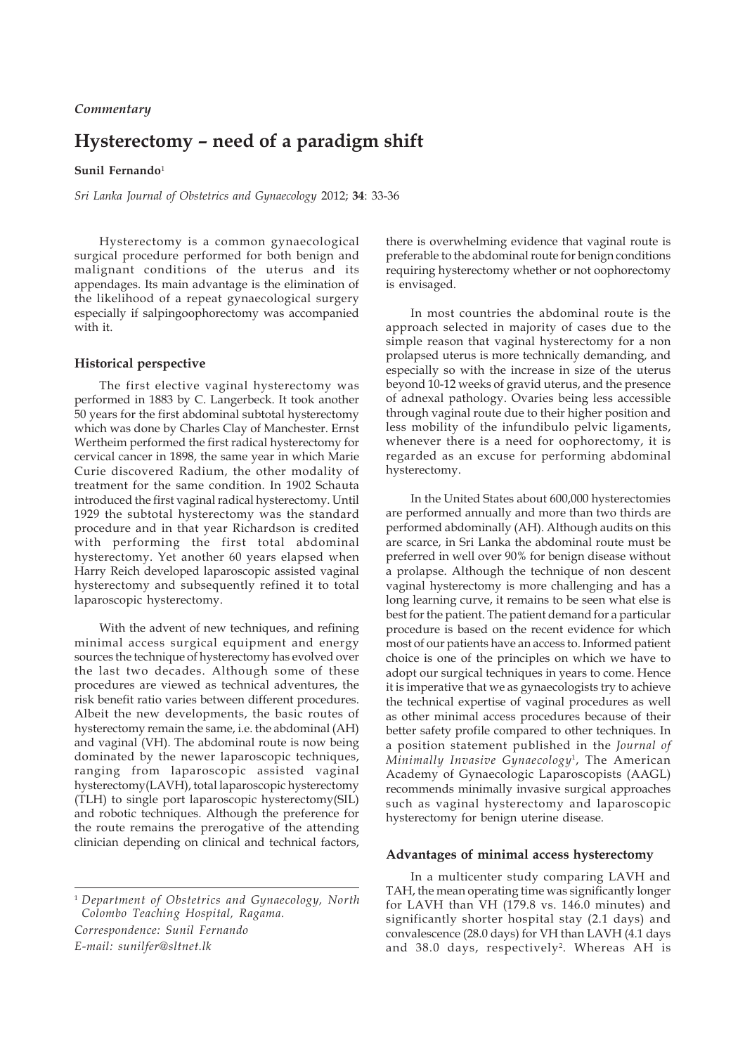*Commentary*

# Hysterectomy – need of a paradigm shift

**Sunil Fernando**[1]

*Sri Lanka Journal of Obstetrics and Gynaecology* 2012; **34**: 33-36

Hysterectomy is a common gynaecological surgical procedure performed for both benign and malignant conditions of the uterus and its appendages. Its main advantage is the elimination of the likelihood of a repeat gynaecological surgery especially if salpingoophorectomy was accompanied with it.

## Historical perspective

The first elective vaginal hysterectomy was performed in 1883 by C. Langerbeck. It took another 50 years for the first abdominal subtotal hysterectomy which was done by Charles Clay of Manchester. Ernst Wertheim performed the first radical hysterectomy for cervical cancer in 1898, the same year in which Marie Curie discovered Radium, the other modality of treatment for the same condition. In 1902 Schauta introduced the first vaginal radical hysterectomy. Until 1929 the subtotal hysterectomy was the standard procedure and in that year Richardson is credited with performing the first total abdominal hysterectomy. Yet another 60 years elapsed when Harry Reich developed laparoscopic assisted vaginal hysterectomy and subsequently refined it to total laparoscopic hysterectomy.

With the advent of new techniques, and refining minimal access surgical equipment and energy sources the technique of hysterectomy has evolved over the last two decades. Although some of these procedures are viewed as technical adventures, the risk benefit ratio varies between different procedures. Albeit the new developments, the basic routes of hysterectomy remain the same, i.e. the abdominal (AH) and vaginal (VH). The abdominal route is now being dominated by the newer laparoscopic techniques, ranging from laparoscopic assisted vaginal hysterectomy(LAVH), total laparoscopic hysterectomy (TLH) to single port laparoscopic hysterectomy(SIL) and robotic techniques. Although the preference for the route remains the prerogative of the attending clinician depending on clinical and technical factors, there is overwhelming evidence that vaginal route is preferable to the abdominal route for benign conditions requiring hysterectomy whether or not oophorectomy is envisaged.

In most countries the abdominal route is the approach selected in majority of cases due to the simple reason that vaginal hysterectomy for a non prolapsed uterus is more technically demanding, and especially so with the increase in size of the uterus beyond 10-12 weeks of gravid uterus, and the presence of adnexal pathology. Ovaries being less accessible through vaginal route due to their higher position and less mobility of the infundibulo pelvic ligaments, whenever there is a need for oophorectomy, it is regarded as an excuse for performing abdominal hysterectomy.

In the United States about 600,000 hysterectomies are performed annually and more than two thirds are performed abdominally (AH). Although audits on this are scarce, in Sri Lanka the abdominal route must be preferred in well over 90% for benign disease without a prolapse. Although the technique of non descent vaginal hysterectomy is more challenging and has a long learning curve, it remains to be seen what else is best for the patient. The patient demand for a particular procedure is based on the recent evidence for which most of our patients have an access to. Informed patient choice is one of the principles on which we have to adopt our surgical techniques in years to come. Hence it is imperative that we as gynaecologists try to achieve the technical expertise of vaginal procedures as well as other minimal access procedures because of their better safety profile compared to other techniques. In a position statement published in the *Journal of Minimally Invasive Gynaecology*[1], The American Academy of Gynaecologic Laparoscopists (AAGL) recommends minimally invasive surgical approaches such as vaginal hysterectomy and laparoscopic hysterectomy for benign uterine disease.

## Advantages of minimal access hysterectomy

In a multicenter study comparing LAVH and TAH, the mean operating time was significantly longer for LAVH than VH (179.8 vs. 146.0 minutes) and significantly shorter hospital stay (2.1 days) and convalescence (28.0 days) for VH than LAVH (4.1 days and 38.0 days, respectively[2]. Whereas AH is

---

[1] *Department of Obstetrics and Gynaecology, North Colombo Teaching Hospital, Ragama.*

*Correspondence: Sunil Fernando*

*E-mail: sunilfer@sltnet.lk*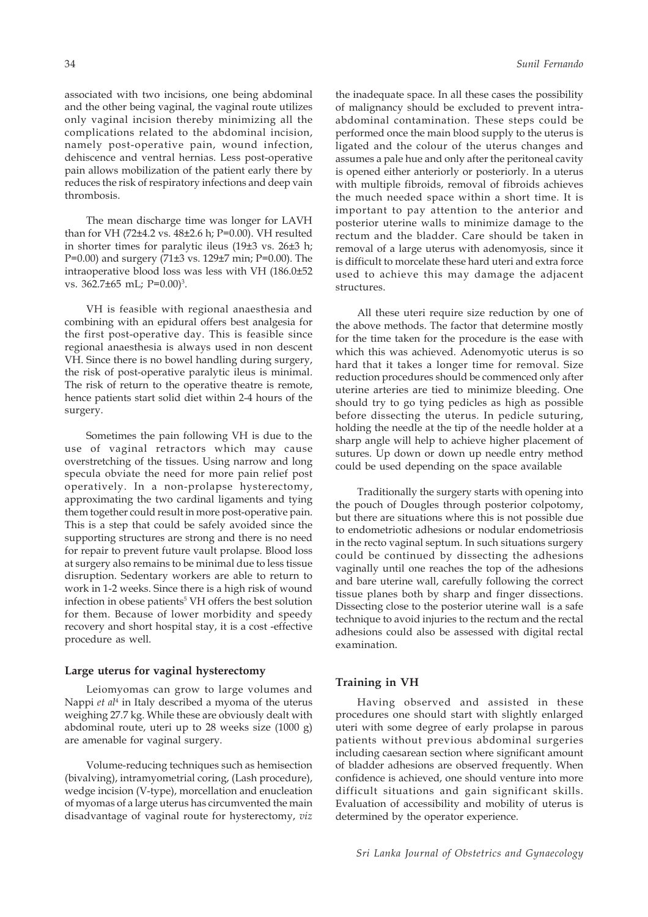associated with two incisions, one being abdominal and the other being vaginal, the vaginal route utilizes only vaginal incision thereby minimizing all the complications related to the abdominal incision, namely post-operative pain, wound infection, dehiscence and ventral hernias. Less post-operative pain allows mobilization of the patient early there by reduces the risk of respiratory infections and deep vain thrombosis.

The mean discharge time was longer for LAVH than for VH (72±4.2 vs. 48±2.6 h; P=0.00). VH resulted in shorter times for paralytic ileus (19±3 vs. 26±3 h; P=0.00) and surgery (71±3 vs. 129±7 min; P=0.00). The intraoperative blood loss was less with VH (186.0±52 vs. 362.7±65 mL; P=0.00)[3].

VH is feasible with regional anaesthesia and combining with an epidural offers best analgesia for the first post-operative day. This is feasible since regional anaesthesia is always used in non descent VH. Since there is no bowel handling during surgery, the risk of post-operative paralytic ileus is minimal. The risk of return to the operative theatre is remote, hence patients start solid diet within 2-4 hours of the surgery.

Sometimes the pain following VH is due to the use of vaginal retractors which may cause overstretching of the tissues. Using narrow and long specula obviate the need for more pain relief post operatively. In a non-prolapse hysterectomy, approximating the two cardinal ligaments and tying them together could result in more post-operative pain. This is a step that could be safely avoided since the supporting structures are strong and there is no need for repair to prevent future vault prolapse. Blood loss at surgery also remains to be minimal due to less tissue disruption. Sedentary workers are able to return to work in 1-2 weeks. Since there is a high risk of wound infection in obese patients[5] VH offers the best solution for them. Because of lower morbidity and speedy recovery and short hospital stay, it is a cost -effective procedure as well.

### Large uterus for vaginal hysterectomy

Leiomyomas can grow to large volumes and Nappi *et al*[4] in Italy described a myoma of the uterus weighing 27.7 kg. While these are obviously dealt with abdominal route, uteri up to 28 weeks size (1000 g) are amenable for vaginal surgery.

Volume-reducing techniques such as hemisection (bivalving), intramyometrial coring, (Lash procedure), wedge incision (V-type), morcellation and enucleation of myomas of a large uterus has circumvented the main disadvantage of vaginal route for hysterectomy, *viz* the inadequate space. In all these cases the possibility of malignancy should be excluded to prevent intra-abdominal contamination. These steps could be performed once the main blood supply to the uterus is ligated and the colour of the uterus changes and assumes a pale hue and only after the peritoneal cavity is opened either anteriorly or posteriorly. In a uterus with multiple fibroids, removal of fibroids achieves the much needed space within a short time. It is important to pay attention to the anterior and posterior uterine walls to minimize damage to the rectum and the bladder. Care should be taken in removal of a large uterus with adenomyosis, since it is difficult to morcelate these hard uteri and extra force used to achieve this may damage the adjacent structures.

All these uteri require size reduction by one of the above methods. The factor that determine mostly for the time taken for the procedure is the ease with which this was achieved. Adenomyotic uterus is so hard that it takes a longer time for removal. Size reduction procedures should be commenced only after uterine arteries are tied to minimize bleeding. One should try to go tying pedicles as high as possible before dissecting the uterus. In pedicle suturing, holding the needle at the tip of the needle holder at a sharp angle will help to achieve higher placement of sutures. Up down or down up needle entry method could be used depending on the space available

Traditionally the surgery starts with opening into the pouch of Dougles through posterior colpotomy, but there are situations where this is not possible due to endometriotic adhesions or nodular endometriosis in the recto vaginal septum. In such situations surgery could be continued by dissecting the adhesions vaginally until one reaches the top of the adhesions and bare uterine wall, carefully following the correct tissue planes both by sharp and finger dissections. Dissecting close to the posterior uterine wall is a safe technique to avoid injuries to the rectum and the rectal adhesions could also be assessed with digital rectal examination.

### Training in VH

Having observed and assisted in these procedures one should start with slightly enlarged uteri with some degree of early prolapse in parous patients without previous abdominal surgeries including caesarean section where significant amount of bladder adhesions are observed frequently. When confidence is achieved, one should venture into more difficult situations and gain significant skills. Evaluation of accessibility and mobility of uterus is determined by the operator experience.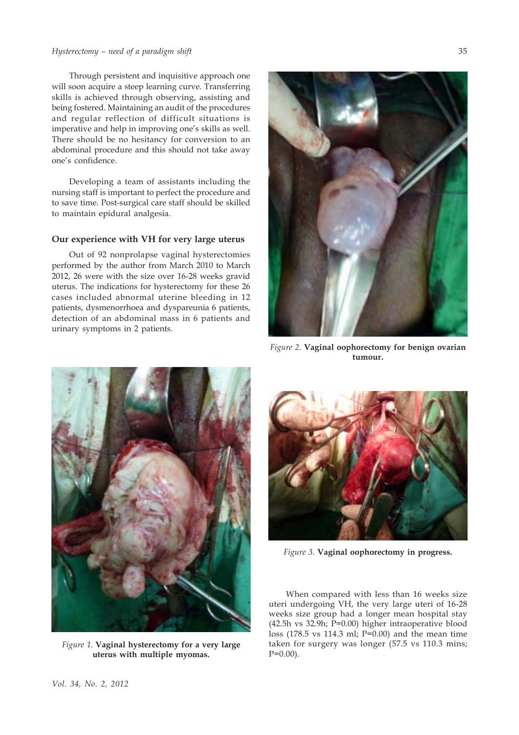Through persistent and inquisitive approach one will soon acquire a steep learning curve. Transferring skills is achieved through observing, assisting and being fostered. Maintaining an audit of the procedures and regular reflection of difficult situations is imperative and help in improving one's skills as well. There should be no hesitancy for conversion to an abdominal procedure and this should not take away one's confidence.

Developing a team of assistants including the nursing staff is important to perfect the procedure and to save time. Post-surgical care staff should be skilled to maintain epidural analgesia.

## Our experience with VH for very large uterus

Out of 92 nonprolapse vaginal hysterectomies performed by the author from March 2010 to March 2012, 26 were with the size over 16-28 weeks gravid uterus. The indications for hysterectomy for these 26 cases included abnormal uterine bleeding in 12 patients, dysmenorrhoea and dyspareunia 6 patients, detection of an abdominal mass in 6 patients and urinary symptoms in 2 patients.

*Figure 2.* **Vaginal oophorectomy for benign ovarian tumour.**

*Figure 1.* **Vaginal hysterectomy for a very large uterus with multiple myomas.**

*Figure 3.* **Vaginal oophorectomy in progress.**

When compared with less than 16 weeks size uteri undergoing VH, the very large uteri of 16-28 weeks size group had a longer mean hospital stay (42.5h vs 32.9h; P=0.00) higher intraoperative blood loss (178.5 vs 114.3 ml; P=0.00) and the mean time taken for surgery was longer (57.5 vs 110.3 mins; P=0.00).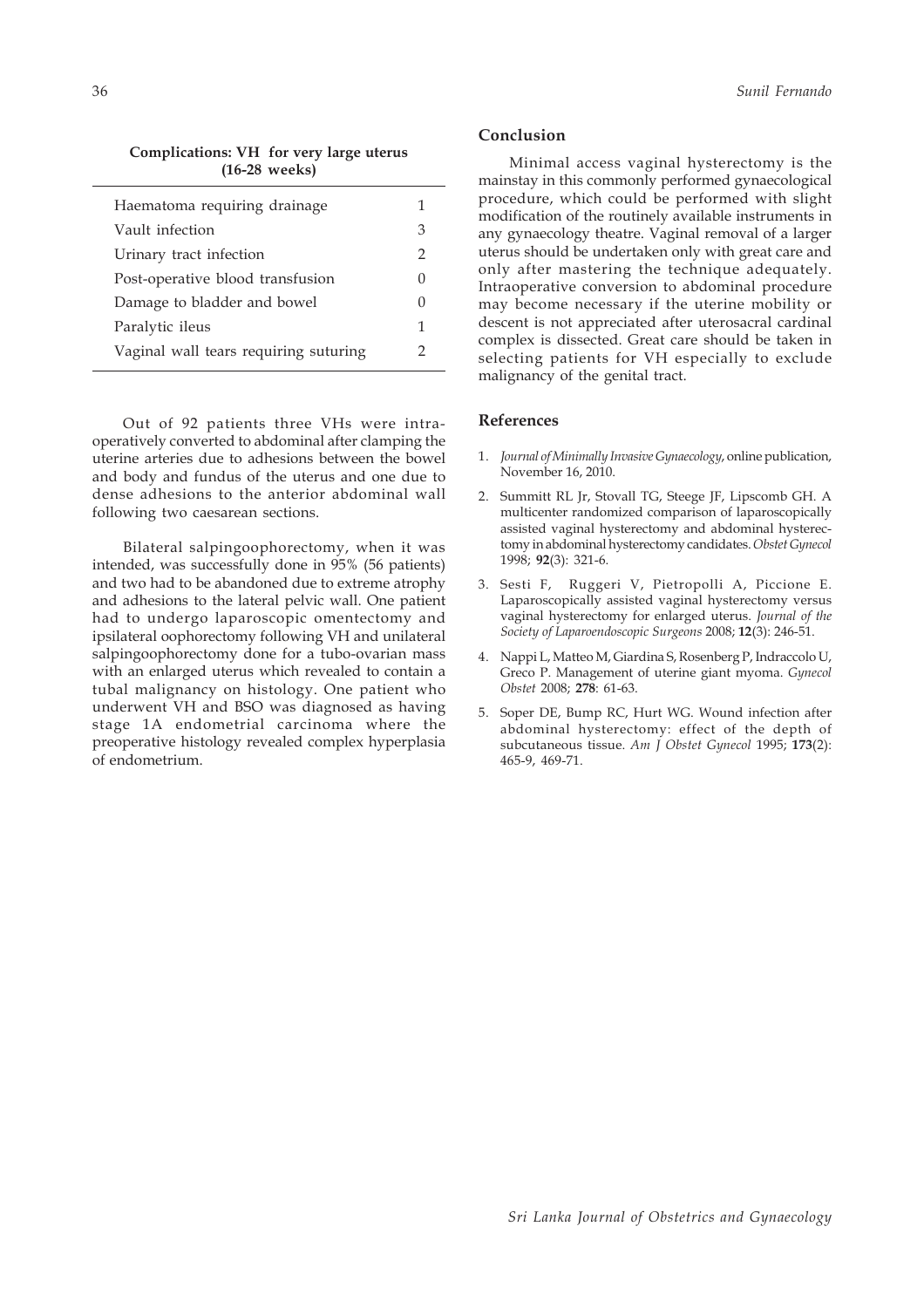**Complications: VH for very large uterus (16-28 weeks)**

| | |
|---|---|
| Haematoma requiring drainage | 1 |
| Vault infection | 3 |
| Urinary tract infection | 2 |
| Post-operative blood transfusion | 0 |
| Damage to bladder and bowel | 0 |
| Paralytic ileus | 1 |
| Vaginal wall tears requiring suturing | 2 |

Out of 92 patients three VHs were intra-operatively converted to abdominal after clamping the uterine arteries due to adhesions between the bowel and body and fundus of the uterus and one due to dense adhesions to the anterior abdominal wall following two caesarean sections.

Bilateral salpingoophorectomy, when it was intended, was successfully done in 95% (56 patients) and two had to be abandoned due to extreme atrophy and adhesions to the lateral pelvic wall. One patient had to undergo laparoscopic omentectomy and ipsilateral oophorectomy following VH and unilateral salpingoophorectomy done for a tubo-ovarian mass with an enlarged uterus which revealed to contain a tubal malignancy on histology. One patient who underwent VH and BSO was diagnosed as having stage 1A endometrial carcinoma where the preoperative histology revealed complex hyperplasia of endometrium.

## Conclusion

Minimal access vaginal hysterectomy is the mainstay in this commonly performed gynaecological procedure, which could be performed with slight modification of the routinely available instruments in any gynaecology theatre. Vaginal removal of a larger uterus should be undertaken only with great care and only after mastering the technique adequately. Intraoperative conversion to abdominal procedure may become necessary if the uterine mobility or descent is not appreciated after uterosacral cardinal complex is dissected. Great care should be taken in selecting patients for VH especially to exclude malignancy of the genital tract.

## References

1. *Journal of Minimally Invasive Gynaecology*, online publication, November 16, 2010.
2. Summitt RL Jr, Stovall TG, Steege JF, Lipscomb GH. A multicenter randomized comparison of laparoscopically assisted vaginal hysterectomy and abdominal hysterectomy in abdominal hysterectomy candidates. *Obstet Gynecol* 1998; **92**(3): 321-6.
3. Sesti F, Ruggeri V, Pietropolli A, Piccione E. Laparoscopically assisted vaginal hysterectomy versus vaginal hysterectomy for enlarged uterus. *Journal of the Society of Laparoendoscopic Surgeons* 2008; **12**(3): 246-51.
4. Nappi L, Matteo M, Giardina S, Rosenberg P, Indraccolo U, Greco P. Management of uterine giant myoma. *Gynecol Obstet* 2008; **278**: 61-63.
5. Soper DE, Bump RC, Hurt WG. Wound infection after abdominal hysterectomy: effect of the depth of subcutaneous tissue. *Am J Obstet Gynecol* 1995; **173**(2): 465-9, 469-71.